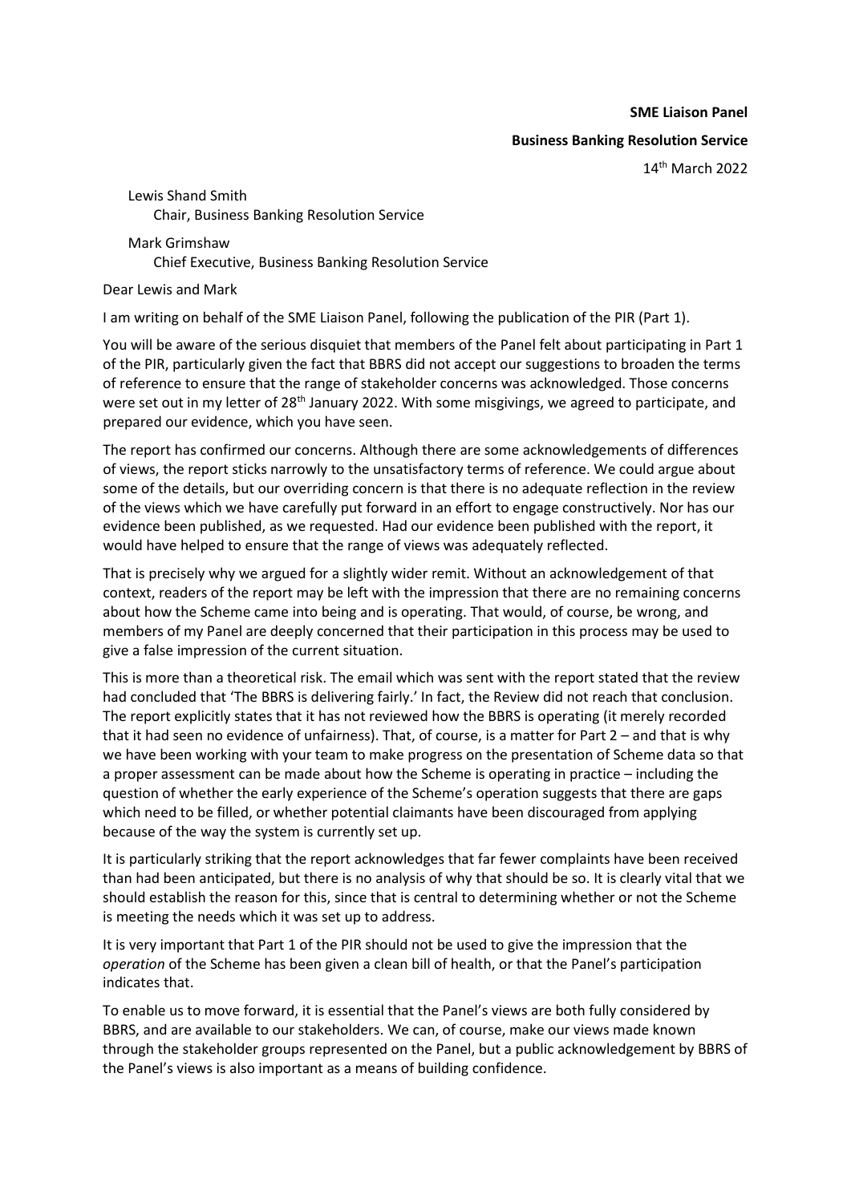**SME Liaison Panel**

**Business Banking Resolution Service**

14th March 2022

Lewis Shand Smith
Chair, Business Banking Resolution Service

Mark Grimshaw
Chief Executive, Business Banking Resolution Service

Dear Lewis and Mark

I am writing on behalf of the SME Liaison Panel, following the publication of the PIR (Part 1).

You will be aware of the serious disquiet that members of the Panel felt about participating in Part 1 of the PIR, particularly given the fact that BBRS did not accept our suggestions to broaden the terms of reference to ensure that the range of stakeholder concerns was acknowledged. Those concerns were set out in my letter of 28th January 2022. With some misgivings, we agreed to participate, and prepared our evidence, which you have seen.

The report has confirmed our concerns. Although there are some acknowledgements of differences of views, the report sticks narrowly to the unsatisfactory terms of reference. We could argue about some of the details, but our overriding concern is that there is no adequate reflection in the review of the views which we have carefully put forward in an effort to engage constructively. Nor has our evidence been published, as we requested. Had our evidence been published with the report, it would have helped to ensure that the range of views was adequately reflected.

That is precisely why we argued for a slightly wider remit. Without an acknowledgement of that context, readers of the report may be left with the impression that there are no remaining concerns about how the Scheme came into being and is operating. That would, of course, be wrong, and members of my Panel are deeply concerned that their participation in this process may be used to give a false impression of the current situation.

This is more than a theoretical risk. The email which was sent with the report stated that the review had concluded that 'The BBRS is delivering fairly.' In fact, the Review did not reach that conclusion. The report explicitly states that it has not reviewed how the BBRS is operating (it merely recorded that it had seen no evidence of unfairness). That, of course, is a matter for Part 2 – and that is why we have been working with your team to make progress on the presentation of Scheme data so that a proper assessment can be made about how the Scheme is operating in practice – including the question of whether the early experience of the Scheme's operation suggests that there are gaps which need to be filled, or whether potential claimants have been discouraged from applying because of the way the system is currently set up.

It is particularly striking that the report acknowledges that far fewer complaints have been received than had been anticipated, but there is no analysis of why that should be so. It is clearly vital that we should establish the reason for this, since that is central to determining whether or not the Scheme is meeting the needs which it was set up to address.

It is very important that Part 1 of the PIR should not be used to give the impression that the *operation* of the Scheme has been given a clean bill of health, or that the Panel's participation indicates that.

To enable us to move forward, it is essential that the Panel's views are both fully considered by BBRS, and are available to our stakeholders. We can, of course, make our views made known through the stakeholder groups represented on the Panel, but a public acknowledgement by BBRS of the Panel's views is also important as a means of building confidence.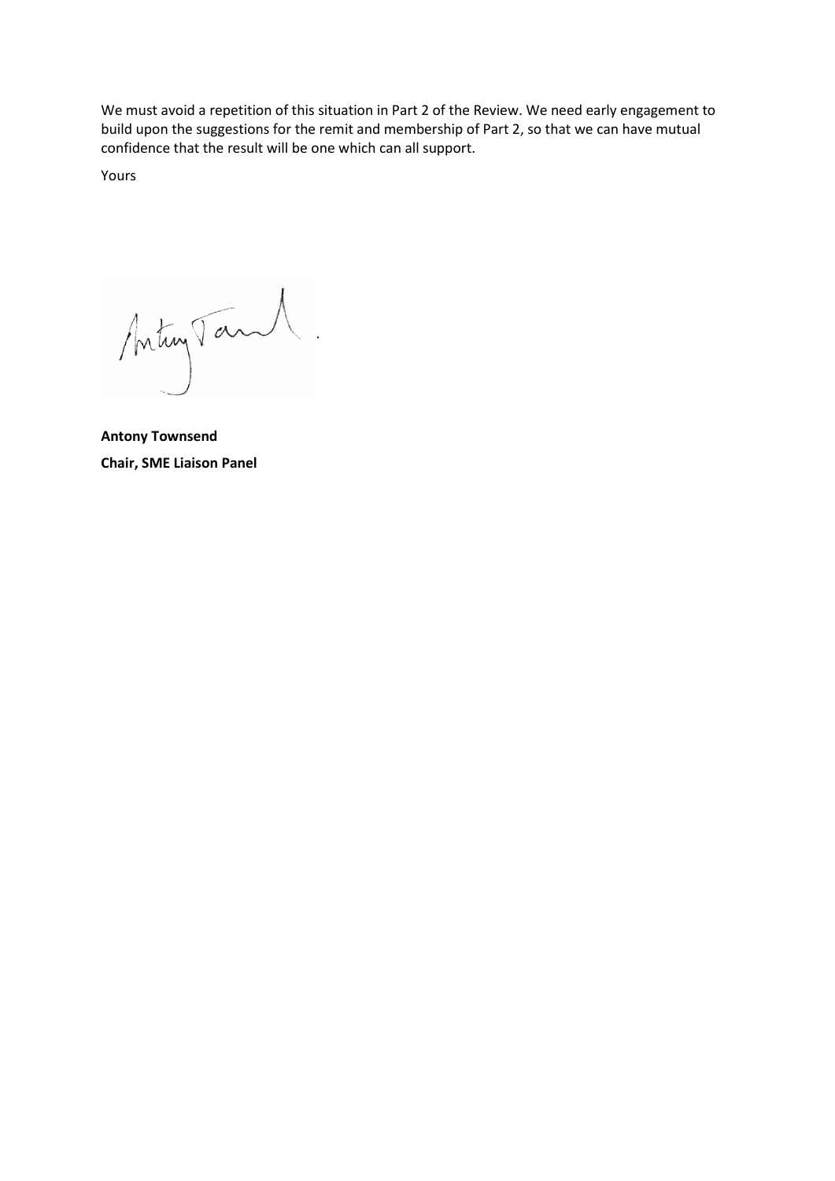We must avoid a repetition of this situation in Part 2 of the Review. We need early engagement to build upon the suggestions for the remit and membership of Part 2, so that we can have mutual confidence that the result will be one which can all support.

Yours

**Antony Townsend**

**Chair, SME Liaison Panel**